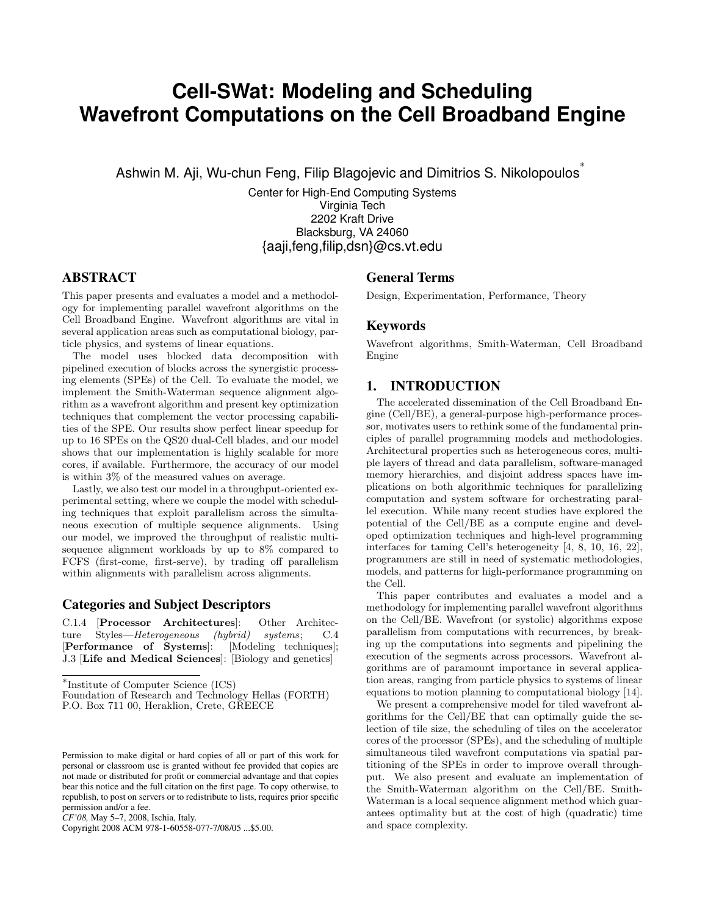# Cell-SWat: Modeling and Scheduling Wavefront Computations on the Cell Broadband Engine

Ashwin M. Aji, Wu-chun Feng, Filip Blagojevic and Dimitrios S. Nikolopoulos[*]

Center for High-End Computing Systems
Virginia Tech
2202 Kraft Drive
Blacksburg, VA 24060
{aaji,feng,filip,dsn}@cs.vt.edu

## ABSTRACT

This paper presents and evaluates a model and a methodology for implementing parallel wavefront algorithms on the Cell Broadband Engine. Wavefront algorithms are vital in several application areas such as computational biology, particle physics, and systems of linear equations.

The model uses blocked data decomposition with pipelined execution of blocks across the synergistic processing elements (SPEs) of the Cell. To evaluate the model, we implement the Smith-Waterman sequence alignment algorithm as a wavefront algorithm and present key optimization techniques that complement the vector processing capabilities of the SPE. Our results show perfect linear speedup for up to 16 SPEs on the QS20 dual-Cell blades, and our model shows that our implementation is highly scalable for more cores, if available. Furthermore, the accuracy of our model is within 3% of the measured values on average.

Lastly, we also test our model in a throughput-oriented experimental setting, where we couple the model with scheduling techniques that exploit parallelism across the simultaneous execution of multiple sequence alignments. Using our model, we improved the throughput of realistic multi-sequence alignment workloads by up to 8% compared to FCFS (first-come, first-serve), by trading off parallelism within alignments with parallelism across alignments.

## Categories and Subject Descriptors

C.1.4 [**Processor Architectures**]: Other Architecture Styles—*Heterogeneous (hybrid) systems*; C.4 [**Performance of Systems**]: [Modeling techniques]; J.3 [**Life and Medical Sciences**]: [Biology and genetics]

[*]Institute of Computer Science (ICS)
Foundation of Research and Technology Hellas (FORTH)
P.O. Box 711 00, Heraklion, Crete, GREECE

Permission to make digital or hard copies of all or part of this work for personal or classroom use is granted without fee provided that copies are not made or distributed for profit or commercial advantage and that copies bear this notice and the full citation on the first page. To copy otherwise, to republish, to post on servers or to redistribute to lists, requires prior specific permission and/or a fee.
*CF'08*, May 5–7, 2008, Ischia, Italy.
Copyright 2008 ACM 978-1-60558-077-7/08/05 ...$5.00.

## General Terms

Design, Experimentation, Performance, Theory

## Keywords

Wavefront algorithms, Smith-Waterman, Cell Broadband Engine

## 1. INTRODUCTION

The accelerated dissemination of the Cell Broadband Engine (Cell/BE), a general-purpose high-performance processor, motivates users to rethink some of the fundamental principles of parallel programming models and methodologies. Architectural properties such as heterogeneous cores, multiple layers of thread and data parallelism, software-managed memory hierarchies, and disjoint address spaces have implications on both algorithmic techniques for parallelizing computation and system software for orchestrating parallel execution. While many recent studies have explored the potential of the Cell/BE as a compute engine and developed optimization techniques and high-level programming interfaces for taming Cell's heterogeneity [4, 8, 10, 16, 22], programmers are still in need of systematic methodologies, models, and patterns for high-performance programming on the Cell.

This paper contributes and evaluates a model and a methodology for implementing parallel wavefront algorithms on the Cell/BE. Wavefront (or systolic) algorithms expose parallelism from computations with recurrences, by breaking up the computations into segments and pipelining the execution of the segments across processors. Wavefront algorithms are of paramount importance in several application areas, ranging from particle physics to systems of linear equations to motion planning to computational biology [14].

We present a comprehensive model for tiled wavefront algorithms for the Cell/BE that can optimally guide the selection of tile size, the scheduling of tiles on the accelerator cores of the processor (SPEs), and the scheduling of multiple simultaneous tiled wavefront computations via spatial partitioning of the SPEs in order to improve overall throughput. We also present and evaluate an implementation of the Smith-Waterman algorithm on the Cell/BE. Smith-Waterman is a local sequence alignment method which guarantees optimality but at the cost of high (quadratic) time and space complexity.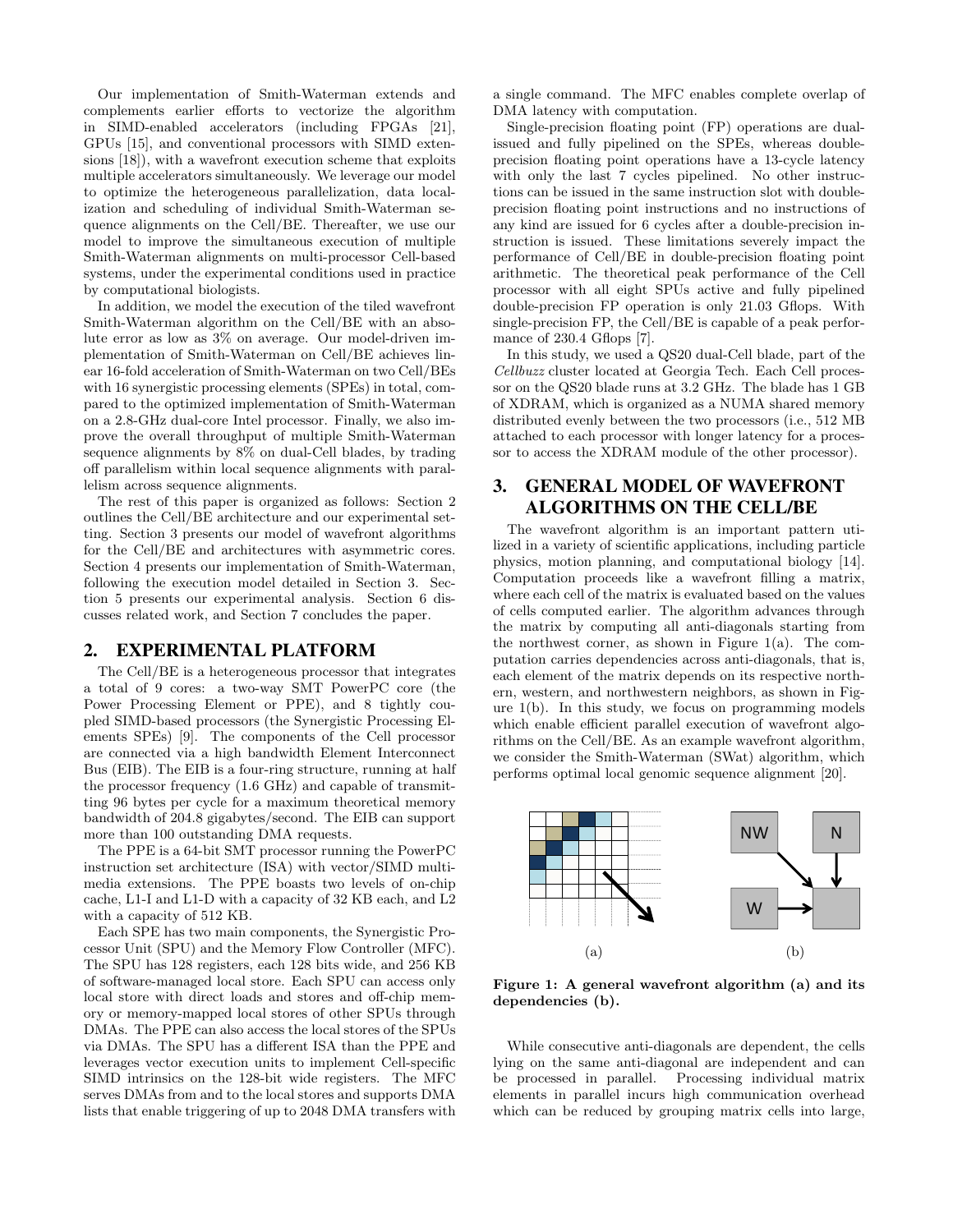Our implementation of Smith-Waterman extends and complements earlier efforts to vectorize the algorithm in SIMD-enabled accelerators (including FPGAs [21], GPUs [15], and conventional processors with SIMD extensions [18]), with a wavefront execution scheme that exploits multiple accelerators simultaneously. We leverage our model to optimize the heterogeneous parallelization, data localization and scheduling of individual Smith-Waterman sequence alignments on the Cell/BE. Thereafter, we use our model to improve the simultaneous execution of multiple Smith-Waterman alignments on multi-processor Cell-based systems, under the experimental conditions used in practice by computational biologists.

In addition, we model the execution of the tiled wavefront Smith-Waterman algorithm on the Cell/BE with an absolute error as low as 3% on average. Our model-driven implementation of Smith-Waterman on Cell/BE achieves linear 16-fold acceleration of Smith-Waterman on two Cell/BEs with 16 synergistic processing elements (SPEs) in total, compared to the optimized implementation of Smith-Waterman on a 2.8-GHz dual-core Intel processor. Finally, we also improve the overall throughput of multiple Smith-Waterman sequence alignments by 8% on dual-Cell blades, by trading off parallelism within local sequence alignments with parallelism across sequence alignments.

The rest of this paper is organized as follows: Section 2 outlines the Cell/BE architecture and our experimental setting. Section 3 presents our model of wavefront algorithms for the Cell/BE and architectures with asymmetric cores. Section 4 presents our implementation of Smith-Waterman, following the execution model detailed in Section 3. Section 5 presents our experimental analysis. Section 6 discusses related work, and Section 7 concludes the paper.

## 2. EXPERIMENTAL PLATFORM

The Cell/BE is a heterogeneous processor that integrates a total of 9 cores: a two-way SMT PowerPC core (the Power Processing Element or PPE), and 8 tightly coupled SIMD-based processors (the Synergistic Processing Elements SPEs) [9]. The components of the Cell processor are connected via a high bandwidth Element Interconnect Bus (EIB). The EIB is a four-ring structure, running at half the processor frequency (1.6 GHz) and capable of transmitting 96 bytes per cycle for a maximum theoretical memory bandwidth of 204.8 gigabytes/second. The EIB can support more than 100 outstanding DMA requests.

The PPE is a 64-bit SMT processor running the PowerPC instruction set architecture (ISA) with vector/SIMD multimedia extensions. The PPE boasts two levels of on-chip cache, L1-I and L1-D with a capacity of 32 KB each, and L2 with a capacity of 512 KB.

Each SPE has two main components, the Synergistic Processor Unit (SPU) and the Memory Flow Controller (MFC). The SPU has 128 registers, each 128 bits wide, and 256 KB of software-managed local store. Each SPU can access only local store with direct loads and stores and off-chip memory or memory-mapped local stores of other SPUs through DMAs. The PPE can also access the local stores of the SPUs via DMAs. The SPU has a different ISA than the PPE and leverages vector execution units to implement Cell-specific SIMD intrinsics on the 128-bit wide registers. The MFC serves DMAs from and to the local stores and supports DMA lists that enable triggering of up to 2048 DMA transfers with a single command. The MFC enables complete overlap of DMA latency with computation.

Single-precision floating point (FP) operations are dual-issued and fully pipelined on the SPEs, whereas double-precision floating point operations have a 13-cycle latency with only the last 7 cycles pipelined. No other instructions can be issued in the same instruction slot with double-precision floating point instructions and no instructions of any kind are issued for 6 cycles after a double-precision instruction is issued. These limitations severely impact the performance of Cell/BE in double-precision floating point arithmetic. The theoretical peak performance of the Cell processor with all eight SPUs active and fully pipelined double-precision FP operation is only 21.03 Gflops. With single-precision FP, the Cell/BE is capable of a peak performance of 230.4 Gflops [7].

In this study, we used a QS20 dual-Cell blade, part of the *Cellbuzz* cluster located at Georgia Tech. Each Cell processor on the QS20 blade runs at 3.2 GHz. The blade has 1 GB of XDRAM, which is organized as a NUMA shared memory distributed evenly between the two processors (i.e., 512 MB attached to each processor with longer latency for a processor to access the XDRAM module of the other processor).

## 3. GENERAL MODEL OF WAVEFRONT ALGORITHMS ON THE CELL/BE

The wavefront algorithm is an important pattern utilized in a variety of scientific applications, including particle physics, motion planning, and computational biology [14]. Computation proceeds like a wavefront filling a matrix, where each cell of the matrix is evaluated based on the values of cells computed earlier. The algorithm advances through the matrix by computing all anti-diagonals starting from the northwest corner, as shown in Figure 1(a). The computation carries dependencies across anti-diagonals, that is, each element of the matrix depends on its respective northern, western, and northwestern neighbors, as shown in Figure 1(b). In this study, we focus on programming models which enable efficient parallel execution of wavefront algorithms on the Cell/BE. As an example wavefront algorithm, we consider the Smith-Waterman (SWat) algorithm, which performs optimal local genomic sequence alignment [20].

**Figure 1: A general wavefront algorithm (a) and its dependencies (b).**

While consecutive anti-diagonals are dependent, the cells lying on the same anti-diagonal are independent and can be processed in parallel. Processing individual matrix elements in parallel incurs high communication overhead which can be reduced by grouping matrix cells into large,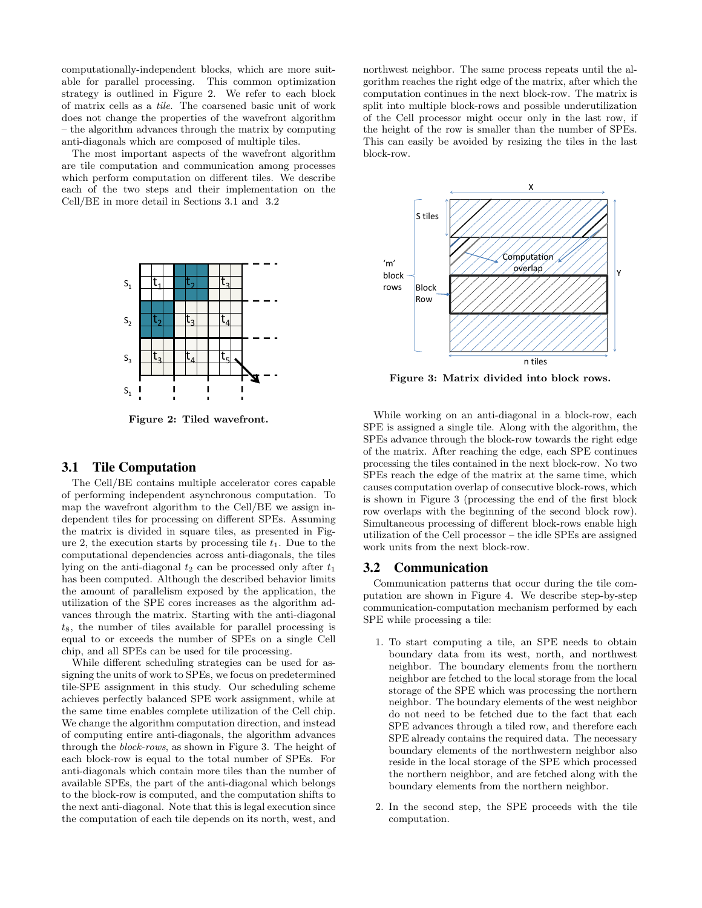computationally-independent blocks, which are more suitable for parallel processing. This common optimization strategy is outlined in Figure 2. We refer to each block of matrix cells as a *tile*. The coarsened basic unit of work does not change the properties of the wavefront algorithm – the algorithm advances through the matrix by computing anti-diagonals which are composed of multiple tiles.

The most important aspects of the wavefront algorithm are tile computation and communication among processes which perform computation on different tiles. We describe each of the two steps and their implementation on the Cell/BE in more detail in Sections 3.1 and 3.2

$S_1$
$t_1$
$t_2$
$t_3$
$S_2$
$t_2$
$t_3$
$t_4$
$S_3$
$t_3$
$t_4$
$t_5$
$S_1$

**Figure 2: Tiled wavefront.**

## 3.1 Tile Computation

The Cell/BE contains multiple accelerator cores capable of performing independent asynchronous computation. To map the wavefront algorithm to the Cell/BE we assign independent tiles for processing on different SPEs. Assuming the matrix is divided in square tiles, as presented in Figure 2, the execution starts by processing tile $t_1$. Due to the computational dependencies across anti-diagonals, the tiles lying on the anti-diagonal $t_2$ can be processed only after $t_1$ has been computed. Although the described behavior limits the amount of parallelism exposed by the application, the utilization of the SPE cores increases as the algorithm advances through the matrix. Starting with the anti-diagonal $t_8$, the number of tiles available for parallel processing is equal to or exceeds the number of SPEs on a single Cell chip, and all SPEs can be used for tile processing.

While different scheduling strategies can be used for assigning the units of work to SPEs, we focus on predetermined tile-SPE assignment in this study. Our scheduling scheme achieves perfectly balanced SPE work assignment, while at the same time enables complete utilization of the Cell chip. We change the algorithm computation direction, and instead of computing entire anti-diagonals, the algorithm advances through the *block-rows*, as shown in Figure 3. The height of each block-row is equal to the total number of SPEs. For anti-diagonals which contain more tiles than the number of available SPEs, the part of the anti-diagonal which belongs to the block-row is computed, and the computation shifts to the next anti-diagonal. Note that this is legal execution since the computation of each tile depends on its north, west, and northwest neighbor. The same process repeats until the algorithm reaches the right edge of the matrix, after which the computation continues in the next block-row. The matrix is split into multiple block-rows and possible underutilization of the Cell processor might occur only in the last row, if the height of the row is smaller than the number of SPEs. This can easily be avoided by resizing the tiles in the last block-row.

X
S tiles
'm' block rows
Computation overlap
Block Row
Y
n tiles

**Figure 3: Matrix divided into block rows.**

While working on an anti-diagonal in a block-row, each SPE is assigned a single tile. Along with the algorithm, the SPEs advance through the block-row towards the right edge of the matrix. After reaching the edge, each SPE continues processing the tiles contained in the next block-row. No two SPEs reach the edge of the matrix at the same time, which causes computation overlap of consecutive block-rows, which is shown in Figure 3 (processing the end of the first block row overlaps with the beginning of the second block row). Simultaneous processing of different block-rows enable high utilization of the Cell processor – the idle SPEs are assigned work units from the next block-row.

## 3.2 Communication

Communication patterns that occur during the tile computation are shown in Figure 4. We describe step-by-step communication-computation mechanism performed by each SPE while processing a tile:

1. To start computing a tile, an SPE needs to obtain boundary data from its west, north, and northwest neighbor. The boundary elements from the northern neighbor are fetched to the local storage from the local storage of the SPE which was processing the northern neighbor. The boundary elements of the west neighbor do not need to be fetched due to the fact that each SPE advances through a tiled row, and therefore each SPE already contains the required data. The necessary boundary elements of the northwestern neighbor also reside in the local storage of the SPE which processed the northern neighbor, and are fetched along with the boundary elements from the northern neighbor.

2. In the second step, the SPE proceeds with the tile computation.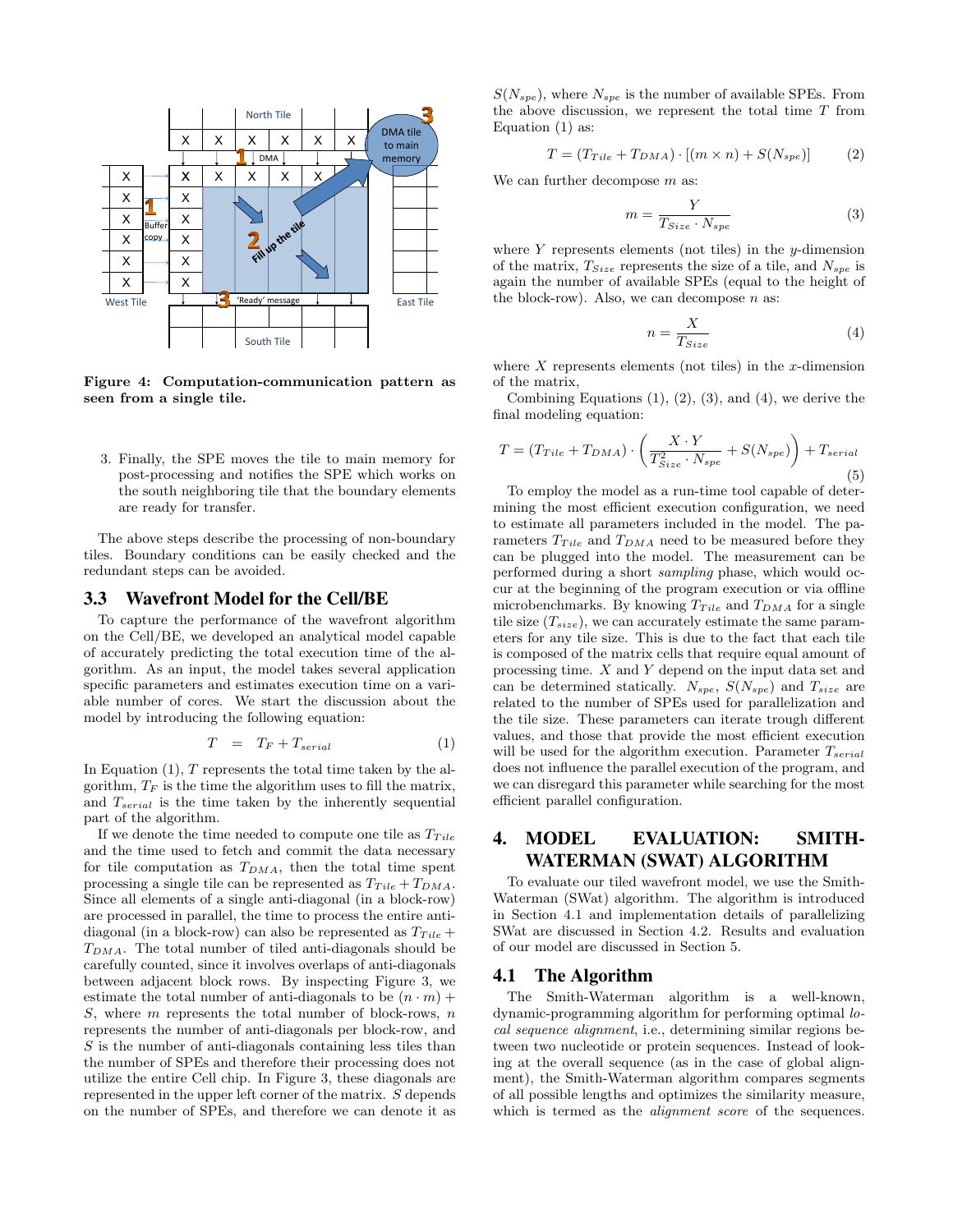Figure 4: Computation-communication pattern as seen from a single tile.

3. Finally, the SPE moves the tile to main memory for post-processing and notifies the SPE which works on the south neighboring tile that the boundary elements are ready for transfer.

The above steps describe the processing of non-boundary tiles. Boundary conditions can be easily checked and the redundant steps can be avoided.

### 3.3 Wavefront Model for the Cell/BE

To capture the performance of the wavefront algorithm on the Cell/BE, we developed an analytical model capable of accurately predicting the total execution time of the algorithm. As an input, the model takes several application specific parameters and estimates execution time on a variable number of cores. We start the discussion about the model by introducing the following equation:

$$T \quad = \quad T_F + T_{serial} \tag{1}$$

In Equation (1), $T$ represents the total time taken by the algorithm, $T_F$ is the time the algorithm uses to fill the matrix, and $T_{serial}$ is the time taken by the inherently sequential part of the algorithm.

If we denote the time needed to compute one tile as $T_{Tile}$ and the time used to fetch and commit the data necessary for tile computation as $T_{DMA}$, then the total time spent processing a single tile can be represented as $T_{Tile} + T_{DMA}$. Since all elements of a single anti-diagonal (in a block-row) are processed in parallel, the time to process the entire anti-diagonal (in a block-row) can also be represented as $T_{Tile} + T_{DMA}$. The total number of tiled anti-diagonals should be carefully counted, since it involves overlaps of anti-diagonals between adjacent block rows. By inspecting Figure 3, we estimate the total number of anti-diagonals to be $(n \cdot m) + S$, where $m$ represents the total number of block-rows, $n$ represents the number of anti-diagonals per block-row, and $S$ is the number of anti-diagonals containing less tiles than the number of SPEs and therefore their processing does not utilize the entire Cell chip. In Figure 3, these diagonals are represented in the upper left corner of the matrix. $S$ depends on the number of SPEs, and therefore we can denote it as $S(N_{spe})$, where $N_{spe}$ is the number of available SPEs. From the above discussion, we represent the total time $T$ from Equation (1) as:

$$T = (T_{Tile} + T_{DMA}) \cdot [(m \times n) + S(N_{spe})] \tag{2}$$

We can further decompose $m$ as:

$$m = \frac{Y}{T_{Size} \cdot N_{spe}} \tag{3}$$

where $Y$ represents elements (not tiles) in the $y$-dimension of the matrix, $T_{Size}$ represents the size of a tile, and $N_{spe}$ is again the number of available SPEs (equal to the height of the block-row). Also, we can decompose $n$ as:

$$n = \frac{X}{T_{Size}} \tag{4}$$

where $X$ represents elements (not tiles) in the $x$-dimension of the matrix,

Combining Equations (1), (2), (3), and (4), we derive the final modeling equation:

$$T = (T_{Tile} + T_{DMA}) \cdot \left( \frac{X \cdot Y}{T_{Size}^2 \cdot N_{spe}} + S(N_{spe}) \right) + T_{serial} \tag{5}$$

To employ the model as a run-time tool capable of determining the most efficient execution configuration, we need to estimate all parameters included in the model. The parameters $T_{Tile}$ and $T_{DMA}$ need to be measured before they can be plugged into the model. The measurement can be performed during a short *sampling* phase, which would occur at the beginning of the program execution or via offline microbenchmarks. By knowing $T_{Tile}$ and $T_{DMA}$ for a single tile size ($T_{size}$), we can accurately estimate the same parameters for any tile size. This is due to the fact that each tile is composed of the matrix cells that require equal amount of processing time. $X$ and $Y$ depend on the input data set and can be determined statically. $N_{spe}$, $S(N_{spe})$ and $T_{size}$ are related to the number of SPEs used for parallelization and the tile size. These parameters can iterate trough different values, and those that provide the most efficient execution will be used for the algorithm execution. Parameter $T_{serial}$ does not influence the parallel execution of the program, and we can disregard this parameter while searching for the most efficient parallel configuration.

## 4. MODEL EVALUATION: SMITH-WATERMAN (SWAT) ALGORITHM

To evaluate our tiled wavefront model, we use the Smith-Waterman (SWat) algorithm. The algorithm is introduced in Section 4.1 and implementation details of parallelizing SWat are discussed in Section 4.2. Results and evaluation of our model are discussed in Section 5.

### 4.1 The Algorithm

The Smith-Waterman algorithm is a well-known, dynamic-programming algorithm for performing optimal *local sequence alignment*, i.e., determining similar regions between two nucleotide or protein sequences. Instead of looking at the overall sequence (as in the case of global alignment), the Smith-Waterman algorithm compares segments of all possible lengths and optimizes the similarity measure, which is termed as the *alignment score* of the sequences.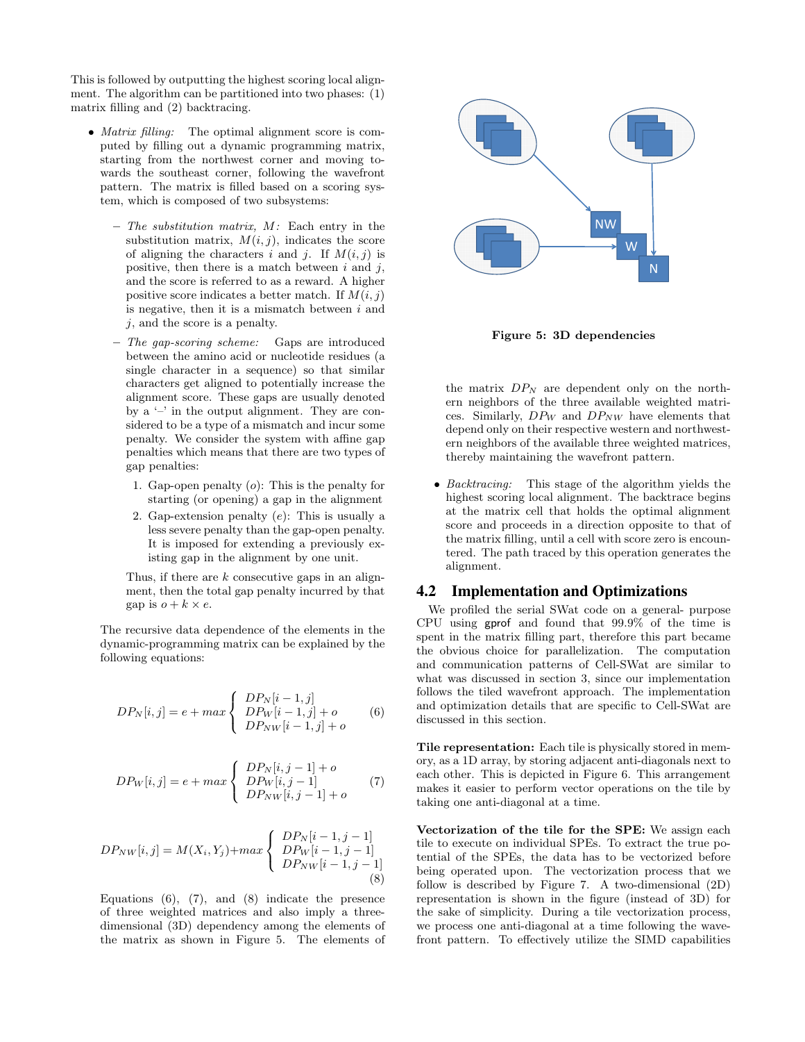This is followed by outputting the highest scoring local alignment. The algorithm can be partitioned into two phases: (1) matrix filling and (2) backtracing.

- *Matrix filling:* The optimal alignment score is computed by filling out a dynamic programming matrix, starting from the northwest corner and moving towards the southeast corner, following the wavefront pattern. The matrix is filled based on a scoring system, which is composed of two subsystems:
  - *The substitution matrix, M:* Each entry in the substitution matrix, $M(i, j)$, indicates the score of aligning the characters $i$ and $j$. If $M(i, j)$ is positive, then there is a match between $i$ and $j$, and the score is referred to as a reward. A higher positive score indicates a better match. If $M(i, j)$ is negative, then it is a mismatch between $i$ and $j$, and the score is a penalty.
  - *The gap-scoring scheme:* Gaps are introduced between the amino acid or nucleotide residues (a single character in a sequence) so that similar characters get aligned to potentially increase the alignment score. These gaps are usually denoted by a '–' in the output alignment. They are considered to be a type of a mismatch and incur some penalty. We consider the system with affine gap penalties which means that there are two types of gap penalties:
    1. Gap-open penalty ($o$): This is the penalty for starting (or opening) a gap in the alignment
    2. Gap-extension penalty ($e$): This is usually a less severe penalty than the gap-open penalty. It is imposed for extending a previously existing gap in the alignment by one unit.

    Thus, if there are $k$ consecutive gaps in an alignment, then the total gap penalty incurred by that gap is $o + k \times e$.

  The recursive data dependence of the elements in the dynamic-programming matrix can be explained by the following equations:

$$DP_N[i,j] = e + max \begin{cases} DP_N[i-1,j] \\ DP_W[i-1,j] + o \\ DP_{NW}[i-1,j] + o \end{cases} \quad (6)$$

$$DP_W[i,j] = e + max \begin{cases} DP_N[i,j-1] + o \\ DP_W[i,j-1] \\ DP_{NW}[i,j-1] + o \end{cases} \quad (7)$$

$$DP_{NW}[i,j] = M(X_i,Y_j) + max \begin{cases} DP_N[i-1,j-1] \\ DP_W[i-1,j-1] \\ DP_{NW}[i-1,j-1] \end{cases} \quad (8)$$

  Equations (6), (7), and (8) indicate the presence of three weighted matrices and also imply a three-dimensional (3D) dependency among the elements of the matrix as shown in Figure 5. The elements of the matrix $DP_N$ are dependent only on the northern neighbors of the three available weighted matrices. Similarly, $DP_W$ and $DP_{NW}$ have elements that depend only on their respective western and northwestern neighbors of the available three weighted matrices, thereby maintaining the wavefront pattern.

**Figure 5: 3D dependencies**

- *Backtracing:* This stage of the algorithm yields the highest scoring local alignment. The backtrace begins at the matrix cell that holds the optimal alignment score and proceeds in a direction opposite to that of the matrix filling, until a cell with score zero is encountered. The path traced by this operation generates the alignment.

## 4.2 Implementation and Optimizations

We profiled the serial SWat code on a general- purpose CPU using gprof and found that 99.9% of the time is spent in the matrix filling part, therefore this part became the obvious choice for parallelization. The computation and communication patterns of Cell-SWat are similar to what was discussed in section 3, since our implementation follows the tiled wavefront approach. The implementation and optimization details that are specific to Cell-SWat are discussed in this section.

**Tile representation:** Each tile is physically stored in memory, as a 1D array, by storing adjacent anti-diagonals next to each other. This is depicted in Figure 6. This arrangement makes it easier to perform vector operations on the tile by taking one anti-diagonal at a time.

**Vectorization of the tile for the SPE:** We assign each tile to execute on individual SPEs. To extract the true potential of the SPEs, the data has to be vectorized before being operated upon. The vectorization process that we follow is described by Figure 7. A two-dimensional (2D) representation is shown in the figure (instead of 3D) for the sake of simplicity. During a tile vectorization process, we process one anti-diagonal at a time following the wavefront pattern. To effectively utilize the SIMD capabilities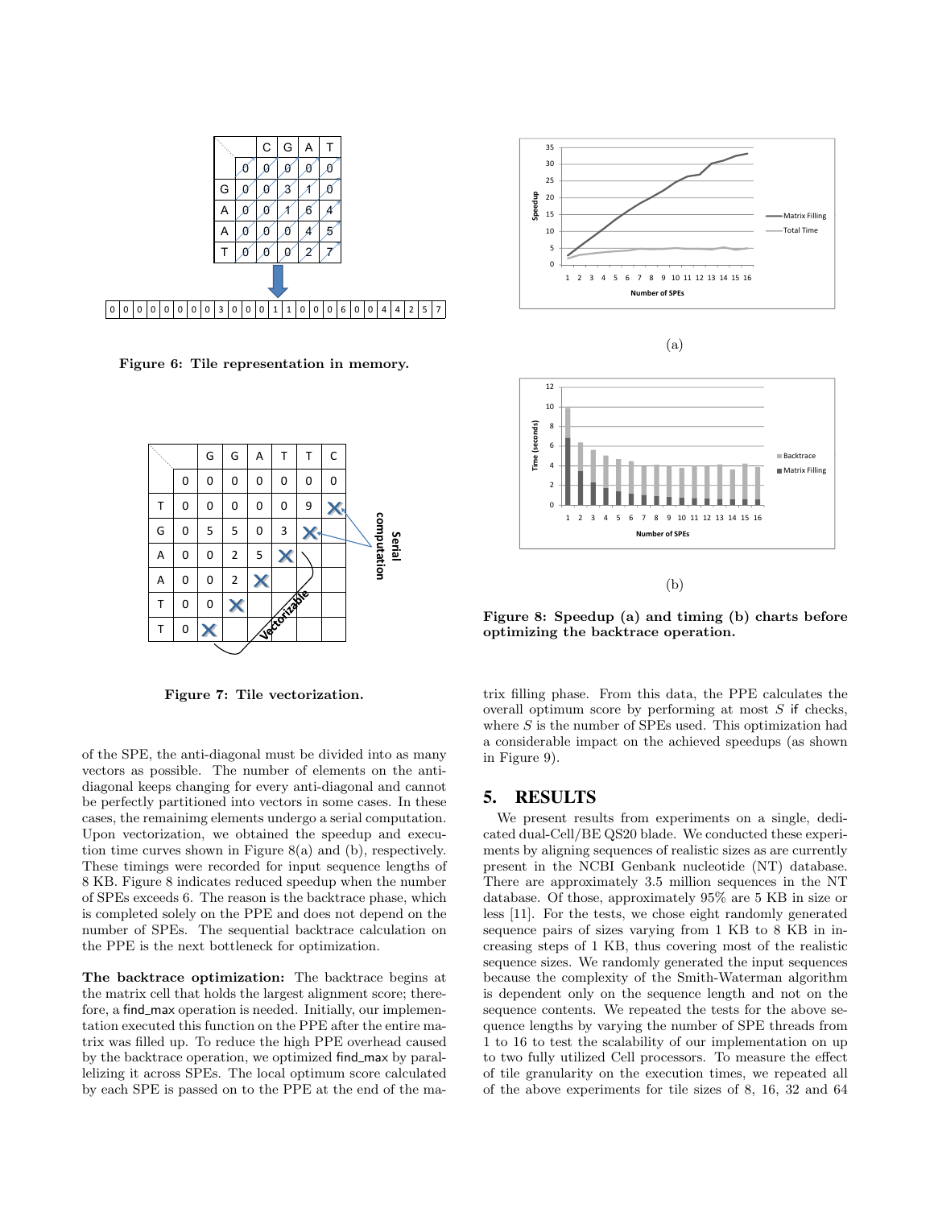Figure 6: Tile representation in memory.

Figure 7: Tile vectorization.

of the SPE, the anti-diagonal must be divided into as many vectors as possible. The number of elements on the anti-diagonal keeps changing for every anti-diagonal and cannot be perfectly partitioned into vectors in some cases. In these cases, the remainimg elements undergo a serial computation. Upon vectorization, we obtained the speedup and execution time curves shown in Figure 8(a) and (b), respectively. These timings were recorded for input sequence lengths of 8 KB. Figure 8 indicates reduced speedup when the number of SPEs exceeds 6. The reason is the backtrace phase, which is completed solely on the PPE and does not depend on the number of SPEs. The sequential backtrace calculation on the PPE is the next bottleneck for optimization.

**The backtrace optimization:** The backtrace begins at the matrix cell that holds the largest alignment score; therefore, a find_max operation is needed. Initially, our implementation executed this function on the PPE after the entire matrix was filled up. To reduce the high PPE overhead caused by the backtrace operation, we optimized find_max by parallelizing it across SPEs. The local optimum score calculated by each SPE is passed on to the PPE at the end of the matrix filling phase. From this data, the PPE calculates the overall optimum score by performing at most $S$ if checks, where $S$ is the number of SPEs used. This optimization had a considerable impact on the achieved speedups (as shown in Figure 9).

(a)

(b)

**Figure 8: Speedup (a) and timing (b) charts before optimizing the backtrace operation.**

## 5. RESULTS

We present results from experiments on a single, dedicated dual-Cell/BE QS20 blade. We conducted these experiments by aligning sequences of realistic sizes as are currently present in the NCBI Genbank nucleotide (NT) database. There are approximately 3.5 million sequences in the NT database. Of those, approximately 95% are 5 KB in size or less [11]. For the tests, we chose eight randomly generated sequence pairs of sizes varying from 1 KB to 8 KB in increasing steps of 1 KB, thus covering most of the realistic sequence sizes. We randomly generated the input sequences because the complexity of the Smith-Waterman algorithm is dependent only on the sequence length and not on the sequence contents. We repeated the tests for the above sequence lengths by varying the number of SPE threads from 1 to 16 to test the scalability of our implementation on up to two fully utilized Cell processors. To measure the effect of tile granularity on the execution times, we repeated all of the above experiments for tile sizes of 8, 16, 32 and 64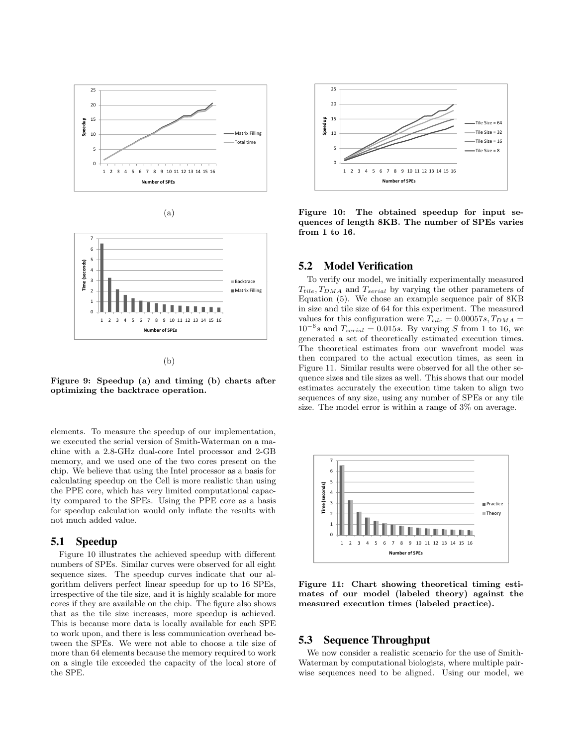(a)

(b)

**Figure 9: Speedup (a) and timing (b) charts after optimizing the backtrace operation.**

elements. To measure the speedup of our implementation, we executed the serial version of Smith-Waterman on a machine with a 2.8-GHz dual-core Intel processor and 2-GB memory, and we used one of the two cores present on the chip. We believe that using the Intel processor as a basis for calculating speedup on the Cell is more realistic than using the PPE core, which has very limited computational capacity compared to the SPEs. Using the PPE core as a basis for speedup calculation would only inflate the results with not much added value.

## 5.1 Speedup

Figure 10 illustrates the achieved speedup with different numbers of SPEs. Similar curves were observed for all eight sequence sizes. The speedup curves indicate that our algorithm delivers perfect linear speedup for up to 16 SPEs, irrespective of the tile size, and it is highly scalable for more cores if they are available on the chip. The figure also shows that as the tile size increases, more speedup is achieved. This is because more data is locally available for each SPE to work upon, and there is less communication overhead between the SPEs. We were not able to choose a tile size of more than 64 elements because the memory required to work on a single tile exceeded the capacity of the local store of the SPE.

**Figure 10: The obtained speedup for input sequences of length 8KB. The number of SPEs varies from 1 to 16.**

## 5.2 Model Verification

To verify our model, we initially experimentally measured $T_{tile}, T_{DMA}$ and $T_{serial}$ by varying the other parameters of Equation (5). We chose an example sequence pair of 8KB in size and tile size of 64 for this experiment. The measured values for this configuration were $T_{tile} = 0.00057s, T_{DMA} = 10^{-6}s$ and $T_{serial} = 0.015s$. By varying $S$ from 1 to 16, we generated a set of theoretically estimated execution times. The theoretical estimates from our wavefront model was then compared to the actual execution times, as seen in Figure 11. Similar results were observed for all the other sequence sizes and tile sizes as well. This shows that our model estimates accurately the execution time taken to align two sequences of any size, using any number of SPEs or any tile size. The model error is within a range of 3% on average.

**Figure 11: Chart showing theoretical timing estimates of our model (labeled theory) against the measured execution times (labeled practice).**

## 5.3 Sequence Throughput

We now consider a realistic scenario for the use of Smith-Waterman by computational biologists, where multiple pairwise sequences need to be aligned. Using our model, we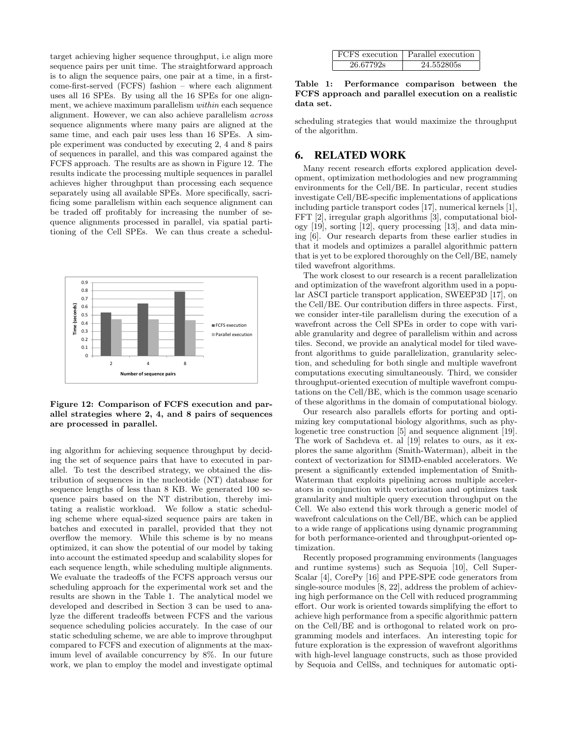target achieving higher sequence throughput, i.e align more sequence pairs per unit time. The straightforward approach is to align the sequence pairs, one pair at a time, in a first-come-first-served (FCFS) fashion – where each alignment uses all 16 SPEs. By using all the 16 SPEs for one alignment, we achieve maximum parallelism *within* each sequence alignment. However, we can also achieve parallelism *across* sequence alignments where many pairs are aligned at the same time, and each pair uses less than 16 SPEs. A simple experiment was conducted by executing 2, 4 and 8 pairs of sequences in parallel, and this was compared against the FCFS approach. The results are as shown in Figure 12. The results indicate the processing multiple sequences in parallel achieves higher throughput than processing each sequence separately using all available SPEs. More specifically, sacrificing some parallelism within each sequence alignment can be traded off profitably for increasing the number of sequence alignments processed in parallel, via spatial partitioning of the Cell SPEs. We can thus create a scheduling algorithm for achieving sequence throughput by deciding the set of sequence pairs that have to executed in parallel. To test the described strategy, we obtained the distribution of sequences in the nucleotide (NT) database for sequence lengths of less than 8 KB. We generated 100 sequence pairs based on the NT distribution, thereby imitating a realistic workload. We follow a static scheduling scheme where equal-sized sequence pairs are taken in batches and executed in parallel, provided that they not overflow the memory. While this scheme is by no means optimized, it can show the potential of our model by taking into account the estimated speedup and scalability slopes for each sequence length, while scheduling multiple alignments. We evaluate the tradeoffs of the FCFS approach versus our scheduling approach for the experimental work set and the results are shown in the Table 1. The analytical model we developed and described in Section 3 can be used to analyze the different tradeoffs between FCFS and the various sequence scheduling policies accurately. In the case of our static scheduling scheme, we are able to improve throughput compared to FCFS and execution of alignments at the maximum level of available concurrency by 8%. In our future work, we plan to employ the model and investigate optimal scheduling strategies that would maximize the throughput of the algorithm.

**Figure 12: Comparison of FCFS execution and parallel strategies where 2, 4, and 8 pairs of sequences are processed in parallel.**

| FCFS execution | Parallel execution |
|---|---|
| 26.67792s | 24.552805s |

**Table 1: Performance comparison between the FCFS approach and parallel execution on a realistic data set.**

# 6. RELATED WORK

Many recent research efforts explored application development, optimization methodologies and new programming environments for the Cell/BE. In particular, recent studies investigate Cell/BE-specific implementations of applications including particle transport codes [17], numerical kernels [1], FFT [2], irregular graph algorithms [3], computational biology [19], sorting [12], query processing [13], and data mining [6]. Our research departs from these earlier studies in that it models and optimizes a parallel algorithmic pattern that is yet to be explored thoroughly on the Cell/BE, namely tiled wavefront algorithms.

The work closest to our research is a recent parallelization and optimization of the wavefront algorithm used in a popular ASCI particle transport application, SWEEP3D [17], on the Cell/BE. Our contribution differs in three aspects. First, we consider inter-tile parallelism during the execution of a wavefront across the Cell SPEs in order to cope with variable granularity and degree of parallelism within and across tiles. Second, we provide an analytical model for tiled wavefront algorithms to guide parallelization, granularity selection, and scheduling for both single and multiple wavefront computations executing simultaneously. Third, we consider throughput-oriented execution of multiple wavefront computations on the Cell/BE, which is the common usage scenario of these algorithms in the domain of computational biology.

Our research also parallels efforts for porting and optimizing key computational biology algorithms, such as phylogenetic tree construction [5] and sequence alignment [19]. The work of Sachdeva et. al [19] relates to ours, as it explores the same algorithm (Smith-Waterman), albeit in the context of vectorization for SIMD-enabled accelerators. We present a significantly extended implementation of Smith-Waterman that exploits pipelining across multiple accelerators in conjunction with vectorization and optimizes task granularity and multiple query execution throughput on the Cell. We also extend this work through a generic model of wavefront calculations on the Cell/BE, which can be applied to a wide range of applications using dynamic programming for both performance-oriented and throughput-oriented optimization.

Recently proposed programming environments (languages and runtime systems) such as Sequoia [10], Cell SuperScalar [4], CorePy [16] and PPE-SPE code generators from single-source modules [8, 22], address the problem of achieving high performance on the Cell with reduced programming effort. Our work is oriented towards simplifying the effort to achieve high performance from a specific algorithmic pattern on the Cell/BE and is orthogonal to related work on programming models and interfaces. An interesting topic for future exploration is the expression of wavefront algorithms with high-level language constructs, such as those provided by Sequoia and CellSs, and techniques for automatic opti-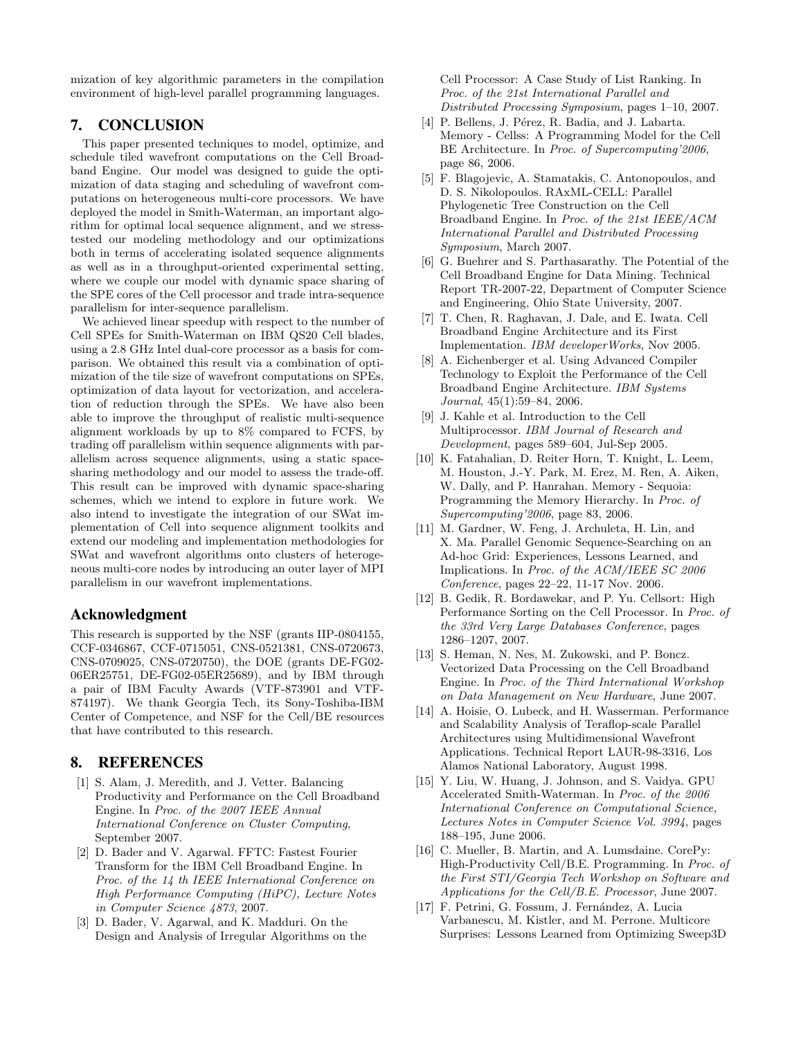mization of key algorithmic parameters in the compilation environment of high-level parallel programming languages.

## 7. CONCLUSION

This paper presented techniques to model, optimize, and schedule tiled wavefront computations on the Cell Broadband Engine. Our model was designed to guide the optimization of data staging and scheduling of wavefront computations on heterogeneous multi-core processors. We have deployed the model in Smith-Waterman, an important algorithm for optimal local sequence alignment, and we stress-tested our modeling methodology and our optimizations both in terms of accelerating isolated sequence alignments as well as in a throughput-oriented experimental setting, where we couple our model with dynamic space sharing of the SPE cores of the Cell processor and trade intra-sequence parallelism for inter-sequence parallelism.

We achieved linear speedup with respect to the number of Cell SPEs for Smith-Waterman on IBM QS20 Cell blades, using a 2.8 GHz Intel dual-core processor as a basis for comparison. We obtained this result via a combination of optimization of the tile size of wavefront computations on SPEs, optimization of data layout for vectorization, and acceleration of reduction through the SPEs. We have also been able to improve the throughput of realistic multi-sequence alignment workloads by up to 8% compared to FCFS, by trading off parallelism within sequence alignments with parallelism across sequence alignments, using a static space-sharing methodology and our model to assess the trade-off. This result can be improved with dynamic space-sharing schemes, which we intend to explore in future work. We also intend to investigate the integration of our SWat implementation of Cell into sequence alignment toolkits and extend our modeling and implementation methodologies for SWat and wavefront algorithms onto clusters of heterogeneous multi-core nodes by introducing an outer layer of MPI parallelism in our wavefront implementations.

### Acknowledgment

This research is supported by the NSF (grants IIP-0804155, CCF-0346867, CCF-0715051, CNS-0521381, CNS-0720673, CNS-0709025, CNS-0720750), the DOE (grants DE-FG02-06ER25751, DE-FG02-05ER25689), and by IBM through a pair of IBM Faculty Awards (VTF-873901 and VTF-874197). We thank Georgia Tech, its Sony-Toshiba-IBM Center of Competence, and NSF for the Cell/BE resources that have contributed to this research.

## 8. REFERENCES

[1] S. Alam, J. Meredith, and J. Vetter. Balancing Productivity and Performance on the Cell Broadband Engine. In *Proc. of the 2007 IEEE Annual International Conference on Cluster Computing*, September 2007.

[2] D. Bader and V. Agarwal. FFTC: Fastest Fourier Transform for the IBM Cell Broadband Engine. In *Proc. of the 14 th IEEE International Conference on High Performance Computing (HiPC), Lecture Notes in Computer Science 4873*, 2007.

[3] D. Bader, V. Agarwal, and K. Madduri. On the Design and Analysis of Irregular Algorithms on the Cell Processor: A Case Study of List Ranking. In *Proc. of the 21st International Parallel and Distributed Processing Symposium*, pages 1–10, 2007.

[4] P. Bellens, J. Pérez, R. Badia, and J. Labarta. Memory - Cellss: A Programming Model for the Cell BE Architecture. In *Proc. of Supercomputing'2006*, page 86, 2006.

[5] F. Blagojevic, A. Stamatakis, C. Antonopoulos, and D. S. Nikolopoulos. RAxML-CELL: Parallel Phylogenetic Tree Construction on the Cell Broadband Engine. In *Proc. of the 21st IEEE/ACM International Parallel and Distributed Processing Symposium*, March 2007.

[6] G. Buehrer and S. Parthasarathy. The Potential of the Cell Broadband Engine for Data Mining. Technical Report TR-2007-22, Department of Computer Science and Engineering, Ohio State University, 2007.

[7] T. Chen, R. Raghavan, J. Dale, and E. Iwata. Cell Broadband Engine Architecture and its First Implementation. *IBM developerWorks*, Nov 2005.

[8] A. Eichenberger et al. Using Advanced Compiler Technology to Exploit the Performance of the Cell Broadband Engine Architecture. *IBM Systems Journal*, 45(1):59–84, 2006.

[9] J. Kahle et al. Introduction to the Cell Multiprocessor. *IBM Journal of Research and Development*, pages 589–604, Jul-Sep 2005.

[10] K. Fatahalian, D. Reiter Horn, T. Knight, L. Leem, M. Houston, J.-Y. Park, M. Erez, M. Ren, A. Aiken, W. Dally, and P. Hanrahan. Memory - Sequoia: Programming the Memory Hierarchy. In *Proc. of Supercomputing'2006*, page 83, 2006.

[11] M. Gardner, W. Feng, J. Archuleta, H. Lin, and X. Ma. Parallel Genomic Sequence-Searching on an Ad-hoc Grid: Experiences, Lessons Learned, and Implications. In *Proc. of the ACM/IEEE SC 2006 Conference*, pages 22–22, 11-17 Nov. 2006.

[12] B. Gedik, R. Bordawekar, and P. Yu. Cellsort: High Performance Sorting on the Cell Processor. In *Proc. of the 33rd Very Large Databases Conference*, pages 1286–1207, 2007.

[13] S. Heman, N. Nes, M. Zukowski, and P. Boncz. Vectorized Data Processing on the Cell Broadband Engine. In *Proc. of the Third International Workshop on Data Management on New Hardware*, June 2007.

[14] A. Hoisie, O. Lubeck, and H. Wasserman. Performance and Scalability Analysis of Teraflop-scale Parallel Architectures using Multidimensional Wavefront Applications. Technical Report LAUR-98-3316, Los Alamos National Laboratory, August 1998.

[15] Y. Liu, W. Huang, J. Johnson, and S. Vaidya. GPU Accelerated Smith-Waterman. In *Proc. of the 2006 International Conference on Computational Science, Lectures Notes in Computer Science Vol. 3994*, pages 188–195, June 2006.

[16] C. Mueller, B. Martin, and A. Lumsdaine. CorePy: High-Productivity Cell/B.E. Programming. In *Proc. of the First STI/Georgia Tech Workshop on Software and Applications for the Cell/B.E. Processor*, June 2007.

[17] F. Petrini, G. Fossum, J. Fernández, A. Lucia Varbanescu, M. Kistler, and M. Perrone. Multicore Surprises: Lessons Learned from Optimizing Sweep3D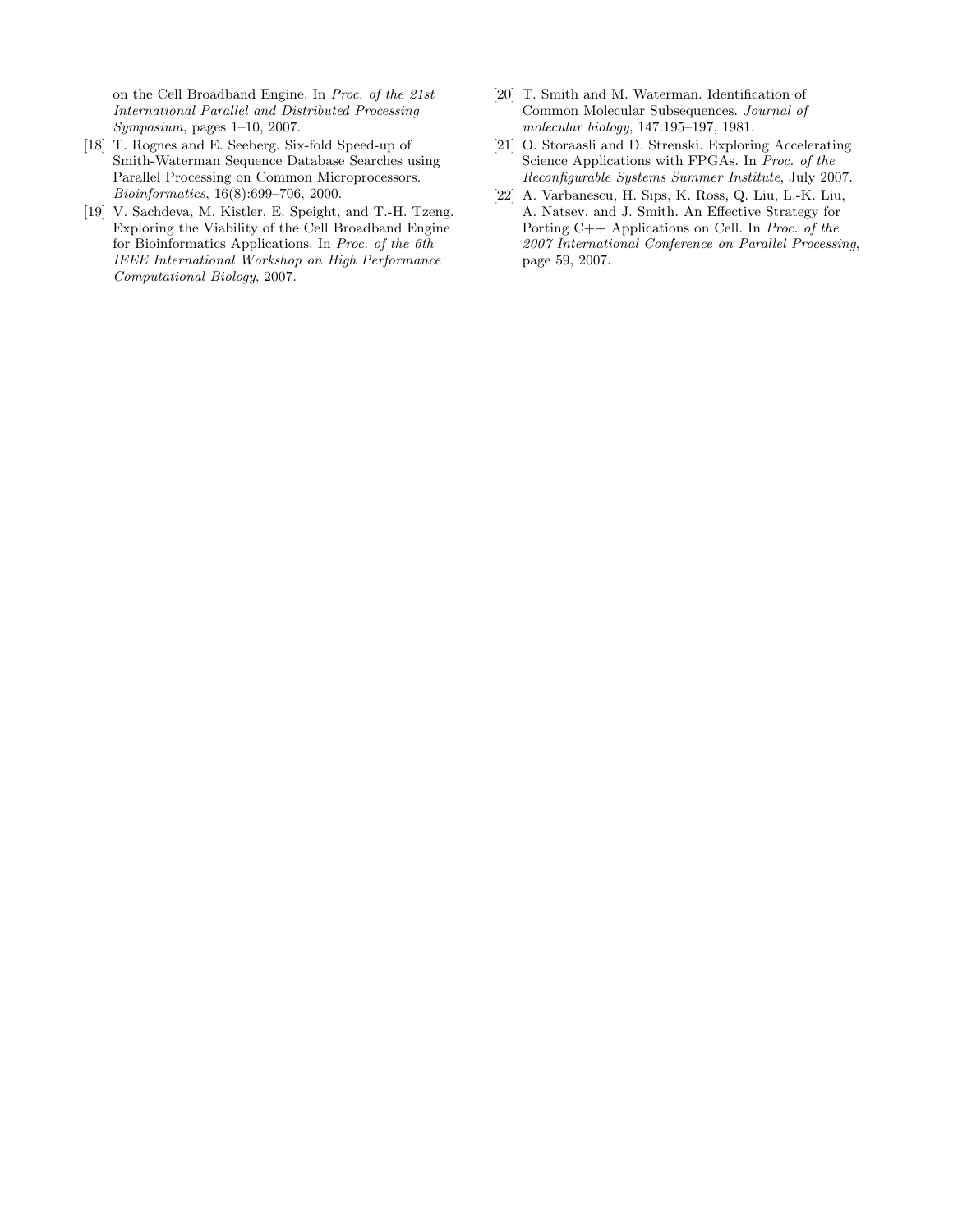on the Cell Broadband Engine. In *Proc. of the 21st International Parallel and Distributed Processing Symposium*, pages 1–10, 2007.

[18] T. Rognes and E. Seeberg. Six-fold Speed-up of Smith-Waterman Sequence Database Searches using Parallel Processing on Common Microprocessors. *Bioinformatics*, 16(8):699–706, 2000.

[19] V. Sachdeva, M. Kistler, E. Speight, and T.-H. Tzeng. Exploring the Viability of the Cell Broadband Engine for Bioinformatics Applications. In *Proc. of the 6th IEEE International Workshop on High Performance Computational Biology*, 2007.

[20] T. Smith and M. Waterman. Identification of Common Molecular Subsequences. *Journal of molecular biology*, 147:195–197, 1981.

[21] O. Storaasli and D. Strenski. Exploring Accelerating Science Applications with FPGAs. In *Proc. of the Reconfigurable Systems Summer Institute*, July 2007.

[22] A. Varbanescu, H. Sips, K. Ross, Q. Liu, L.-K. Liu, A. Natsev, and J. Smith. An Effective Strategy for Porting C++ Applications on Cell. In *Proc. of the 2007 International Conference on Parallel Processing*, page 59, 2007.